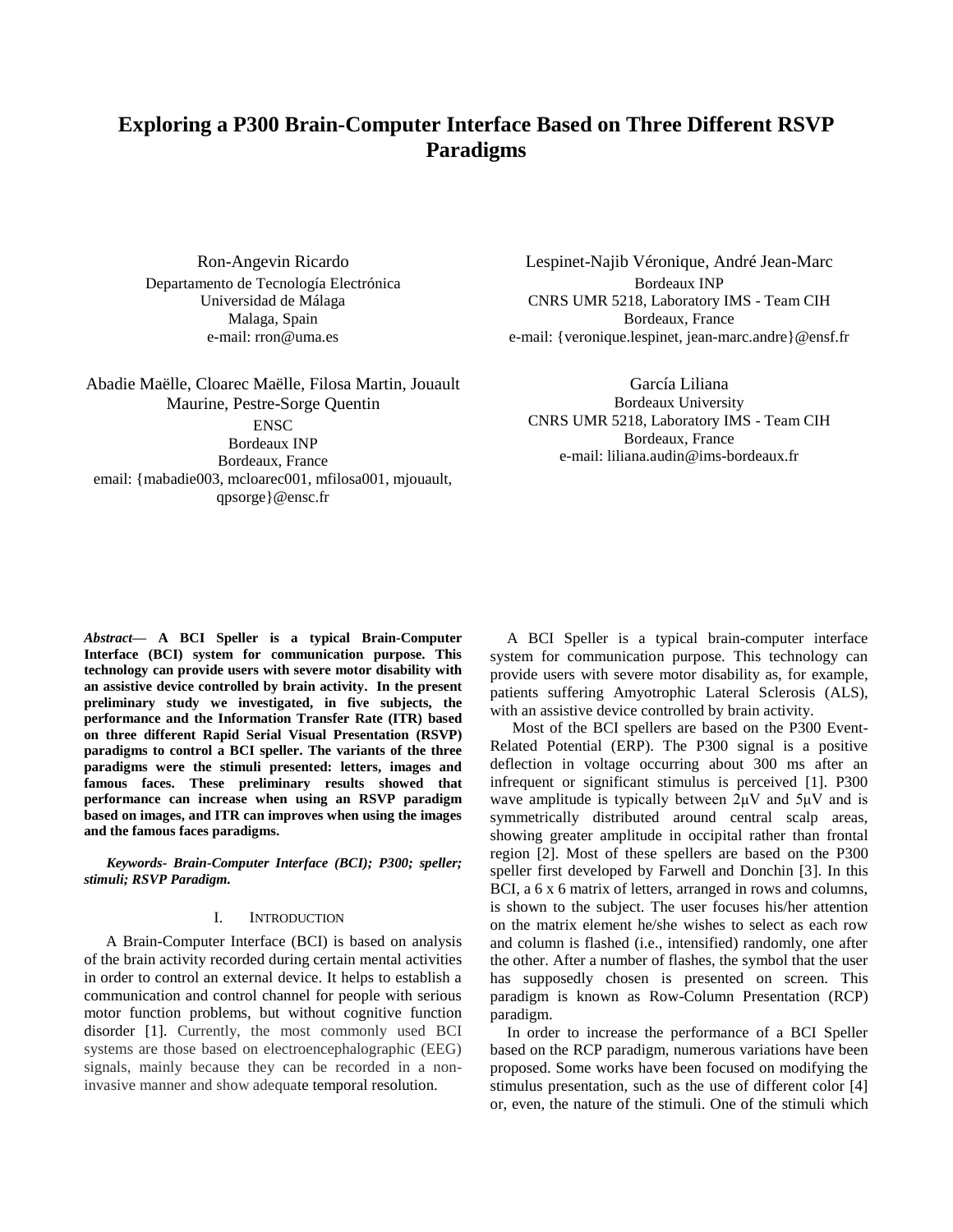# Exploring a P300 Brain-Computer Interface Based on Three Different RSVP Paradigms

Ron-Angevin Ricardo
Departamento de Tecnología Electrónica
Universidad de Málaga
Malaga, Spain
e-mail: rron@uma.es

Lespinet-Najib Véronique, André Jean-Marc
Bordeaux INP
CNRS UMR 5218, Laboratory IMS - Team CIH
Bordeaux, France
e-mail: {veronique.lespinet, jean-marc.andre}@ensf.fr

Abadie Maëlle, Cloarec Maëlle, Filosa Martin, Jouault Maurine, Pestre-Sorge Quentin
ENSC
Bordeaux INP
Bordeaux, France
email: {mabadie003, mcloarec001, mfilosa001, mjouault, qpsorge}@ensc.fr

García Liliana
Bordeaux University
CNRS UMR 5218, Laboratory IMS - Team CIH
Bordeaux, France
e-mail: liliana.audin@ims-bordeaux.fr

***Abstract*— A BCI Speller is a typical Brain-Computer Interface (BCI) system for communication purpose. This technology can provide users with severe motor disability with an assistive device controlled by brain activity. In the present preliminary study we investigated, in five subjects, the performance and the Information Transfer Rate (ITR) based on three different Rapid Serial Visual Presentation (RSVP) paradigms to control a BCI speller. The variants of the three paradigms were the stimuli presented: letters, images and famous faces. These preliminary results showed that performance can increase when using an RSVP paradigm based on images, and ITR can improves when using the images and the famous faces paradigms.**

***Keywords- Brain-Computer Interface (BCI); P300; speller; stimuli; RSVP Paradigm.***

## I. Introduction

A Brain-Computer Interface (BCI) is based on analysis of the brain activity recorded during certain mental activities in order to control an external device. It helps to establish a communication and control channel for people with serious motor function problems, but without cognitive function disorder [1]. Currently, the most commonly used BCI systems are those based on electroencephalographic (EEG) signals, mainly because they can be recorded in a non-invasive manner and show adequate temporal resolution.

A BCI Speller is a typical brain-computer interface system for communication purpose. This technology can provide users with severe motor disability as, for example, patients suffering Amyotrophic Lateral Sclerosis (ALS), with an assistive device controlled by brain activity.

Most of the BCI spellers are based on the P300 Event-Related Potential (ERP). The P300 signal is a positive deflection in voltage occurring about 300 ms after an infrequent or significant stimulus is perceived [1]. P300 wave amplitude is typically between 2μV and 5μV and is symmetrically distributed around central scalp areas, showing greater amplitude in occipital rather than frontal region [2]. Most of these spellers are based on the P300 speller first developed by Farwell and Donchin [3]. In this BCI, a 6 x 6 matrix of letters, arranged in rows and columns, is shown to the subject. The user focuses his/her attention on the matrix element he/she wishes to select as each row and column is flashed (i.e., intensified) randomly, one after the other. After a number of flashes, the symbol that the user has supposedly chosen is presented on screen. This paradigm is known as Row-Column Presentation (RCP) paradigm.

In order to increase the performance of a BCI Speller based on the RCP paradigm, numerous variations have been proposed. Some works have been focused on modifying the stimulus presentation, such as the use of different color [4] or, even, the nature of the stimuli. One of the stimuli which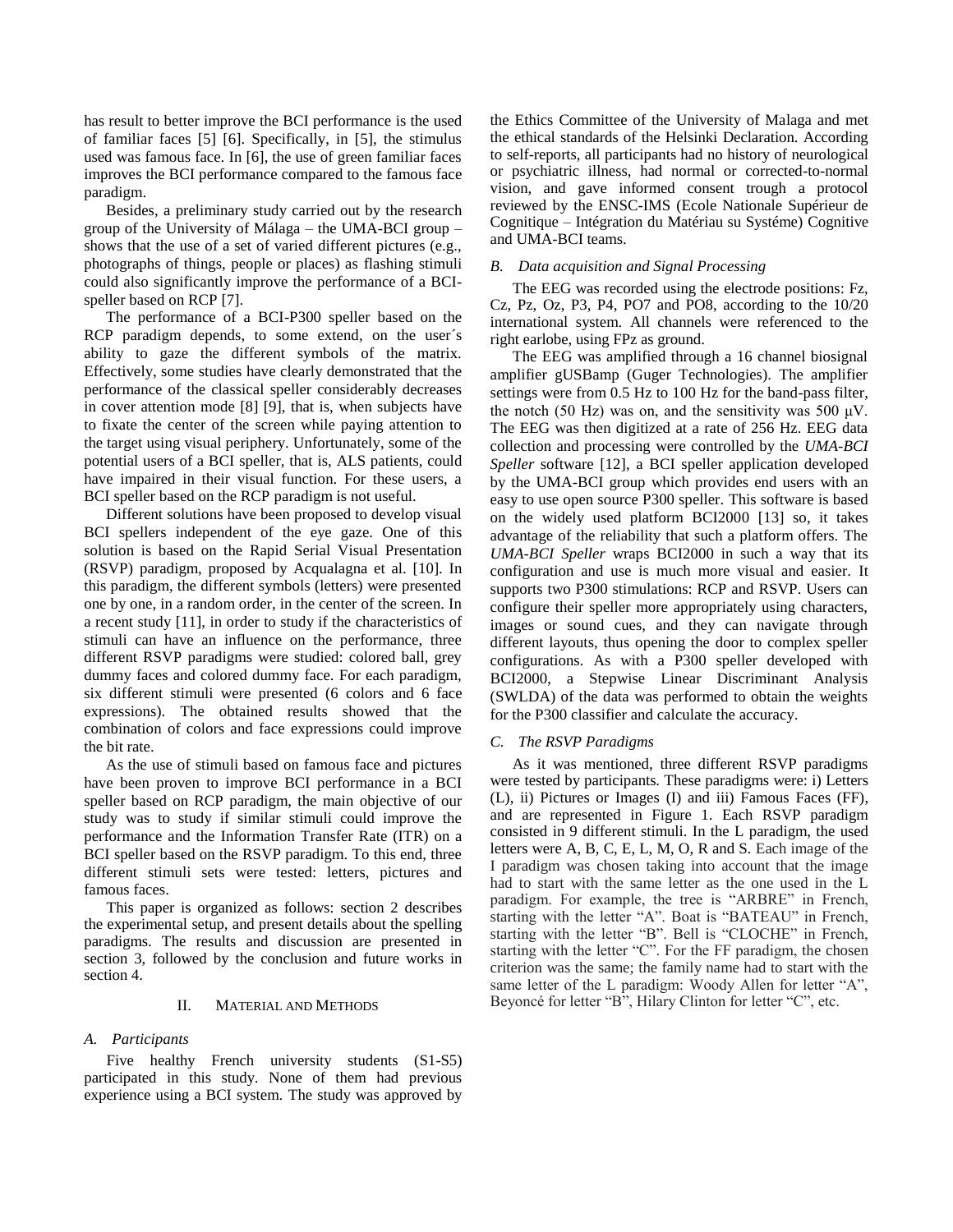has result to better improve the BCI performance is the used of familiar faces [5] [6]. Specifically, in [5], the stimulus used was famous face. In [6], the use of green familiar faces improves the BCI performance compared to the famous face paradigm.

Besides, a preliminary study carried out by the research group of the University of Málaga – the UMA-BCI group – shows that the use of a set of varied different pictures (e.g., photographs of things, people or places) as flashing stimuli could also significantly improve the performance of a BCI-speller based on RCP [7].

The performance of a BCI-P300 speller based on the RCP paradigm depends, to some extend, on the user´s ability to gaze the different symbols of the matrix. Effectively, some studies have clearly demonstrated that the performance of the classical speller considerably decreases in cover attention mode [8] [9], that is, when subjects have to fixate the center of the screen while paying attention to the target using visual periphery. Unfortunately, some of the potential users of a BCI speller, that is, ALS patients, could have impaired in their visual function. For these users, a BCI speller based on the RCP paradigm is not useful.

Different solutions have been proposed to develop visual BCI spellers independent of the eye gaze. One of this solution is based on the Rapid Serial Visual Presentation (RSVP) paradigm, proposed by Acqualagna et al. [10]. In this paradigm, the different symbols (letters) were presented one by one, in a random order, in the center of the screen. In a recent study [11], in order to study if the characteristics of stimuli can have an influence on the performance, three different RSVP paradigms were studied: colored ball, grey dummy faces and colored dummy face. For each paradigm, six different stimuli were presented (6 colors and 6 face expressions). The obtained results showed that the combination of colors and face expressions could improve the bit rate.

As the use of stimuli based on famous face and pictures have been proven to improve BCI performance in a BCI speller based on RCP paradigm, the main objective of our study was to study if similar stimuli could improve the performance and the Information Transfer Rate (ITR) on a BCI speller based on the RSVP paradigm. To this end, three different stimuli sets were tested: letters, pictures and famous faces.

This paper is organized as follows: section 2 describes the experimental setup, and present details about the spelling paradigms. The results and discussion are presented in section 3, followed by the conclusion and future works in section 4.

## II. Material and Methods

### *A. Participants*

Five healthy French university students (S1-S5) participated in this study. None of them had previous experience using a BCI system. The study was approved by the Ethics Committee of the University of Malaga and met the ethical standards of the Helsinki Declaration. According to self-reports, all participants had no history of neurological or psychiatric illness, had normal or corrected-to-normal vision, and gave informed consent trough a protocol reviewed by the ENSC-IMS (Ecole Nationale Supérieur de Cognitique – Intégration du Matériau su Systéme) Cognitive and UMA-BCI teams.

### *B. Data acquisition and Signal Processing*

The EEG was recorded using the electrode positions: Fz, Cz, Pz, Oz, P3, P4, PO7 and PO8, according to the 10/20 international system. All channels were referenced to the right earlobe, using FPz as ground.

The EEG was amplified through a 16 channel biosignal amplifier gUSBamp (Guger Technologies). The amplifier settings were from 0.5 Hz to 100 Hz for the band-pass filter, the notch (50 Hz) was on, and the sensitivity was 500 µV. The EEG was then digitized at a rate of 256 Hz. EEG data collection and processing were controlled by the *UMA-BCI Speller* software [12], a BCI speller application developed by the UMA-BCI group which provides end users with an easy to use open source P300 speller. This software is based on the widely used platform BCI2000 [13] so, it takes advantage of the reliability that such a platform offers. The *UMA-BCI Speller* wraps BCI2000 in such a way that its configuration and use is much more visual and easier. It supports two P300 stimulations: RCP and RSVP. Users can configure their speller more appropriately using characters, images or sound cues, and they can navigate through different layouts, thus opening the door to complex speller configurations. As with a P300 speller developed with BCI2000, a Stepwise Linear Discriminant Analysis (SWLDA) of the data was performed to obtain the weights for the P300 classifier and calculate the accuracy.

### *C. The RSVP Paradigms*

As it was mentioned, three different RSVP paradigms were tested by participants. These paradigms were: i) Letters (L), ii) Pictures or Images (I) and iii) Famous Faces (FF), and are represented in Figure 1. Each RSVP paradigm consisted in 9 different stimuli. In the L paradigm, the used letters were A, B, C, E, L, M, O, R and S. Each image of the I paradigm was chosen taking into account that the image had to start with the same letter as the one used in the L paradigm. For example, the tree is "ARBRE" in French, starting with the letter "A". Boat is "BATEAU" in French, starting with the letter "B". Bell is "CLOCHE" in French, starting with the letter "C". For the FF paradigm, the chosen criterion was the same; the family name had to start with the same letter of the L paradigm: Woody Allen for letter "A", Beyoncé for letter "B", Hilary Clinton for letter "C", etc.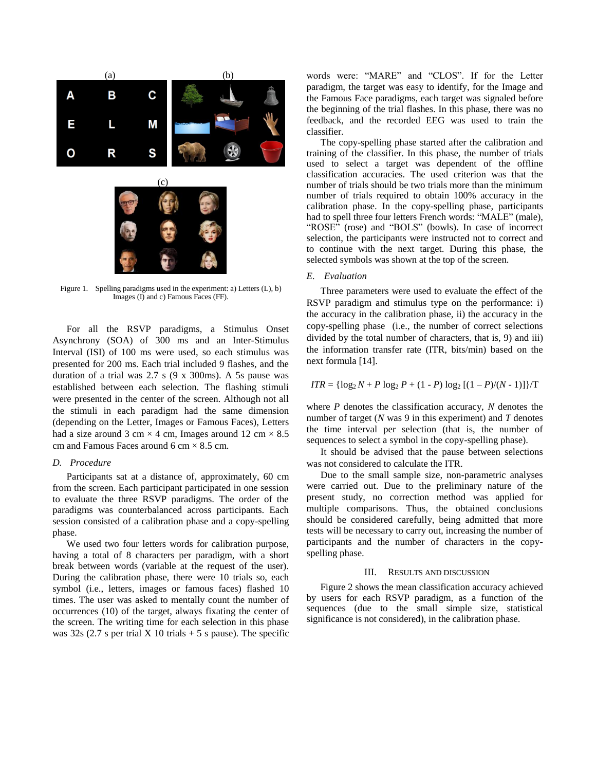Figure 1. Spelling paradigms used in the experiment: a) Letters (L), b) Images (I) and c) Famous Faces (FF).

For all the RSVP paradigms, a Stimulus Onset Asynchrony (SOA) of 300 ms and an Inter-Stimulus Interval (ISI) of 100 ms were used, so each stimulus was presented for 200 ms. Each trial included 9 flashes, and the duration of a trial was 2.7 s (9 x 300ms). A 5s pause was established between each selection. The flashing stimuli were presented in the center of the screen. Although not all the stimuli in each paradigm had the same dimension (depending on the Letter, Images or Famous Faces), Letters had a size around 3 cm × 4 cm, Images around 12 cm × 8.5 cm and Famous Faces around 6 cm × 8.5 cm.

### D. Procedure

Participants sat at a distance of, approximately, 60 cm from the screen. Each participant participated in one session to evaluate the three RSVP paradigms. The order of the paradigms was counterbalanced across participants. Each session consisted of a calibration phase and a copy-spelling phase.

We used two four letters words for calibration purpose, having a total of 8 characters per paradigm, with a short break between words (variable at the request of the user). During the calibration phase, there were 10 trials so, each symbol (i.e., letters, images or famous faces) flashed 10 times. The user was asked to mentally count the number of occurrences (10) of the target, always fixating the center of the screen. The writing time for each selection in this phase was 32s (2.7 s per trial X 10 trials + 5 s pause). The specific words were: "MARE" and "CLOS". If for the Letter paradigm, the target was easy to identify, for the Image and the Famous Face paradigms, each target was signaled before the beginning of the trial flashes. In this phase, there was no feedback, and the recorded EEG was used to train the classifier.

The copy-spelling phase started after the calibration and training of the classifier. In this phase, the number of trials used to select a target was dependent of the offline classification accuracies. The used criterion was that the number of trials should be two trials more than the minimum number of trials required to obtain 100% accuracy in the calibration phase. In the copy-spelling phase, participants had to spell three four letters French words: "MALE" (male), "ROSE" (rose) and "BOLS" (bowls). In case of incorrect selection, the participants were instructed not to correct and to continue with the next target. During this phase, the selected symbols was shown at the top of the screen.

### E. Evaluation

Three parameters were used to evaluate the effect of the RSVP paradigm and stimulus type on the performance: i) the accuracy in the calibration phase, ii) the accuracy in the copy-spelling phase (i.e., the number of correct selections divided by the total number of characters, that is, 9) and iii) the information transfer rate (ITR, bits/min) based on the next formula [14].

$$ITR = \{\log_2 N + P \log_2 P + (1 - P) \log_2 [(1 - P)/(N - 1)]\}/T$$

where $P$ denotes the classification accuracy, $N$ denotes the number of target ($N$ was 9 in this experiment) and $T$ denotes the time interval per selection (that is, the number of sequences to select a symbol in the copy-spelling phase).

It should be advised that the pause between selections was not considered to calculate the ITR.

Due to the small sample size, non-parametric analyses were carried out. Due to the preliminary nature of the present study, no correction method was applied for multiple comparisons. Thus, the obtained conclusions should be considered carefully, being admitted that more tests will be necessary to carry out, increasing the number of participants and the number of characters in the copy-spelling phase.

## III. Results and Discussion

Figure 2 shows the mean classification accuracy achieved by users for each RSVP paradigm, as a function of the sequences (due to the small simple size, statistical significance is not considered), in the calibration phase.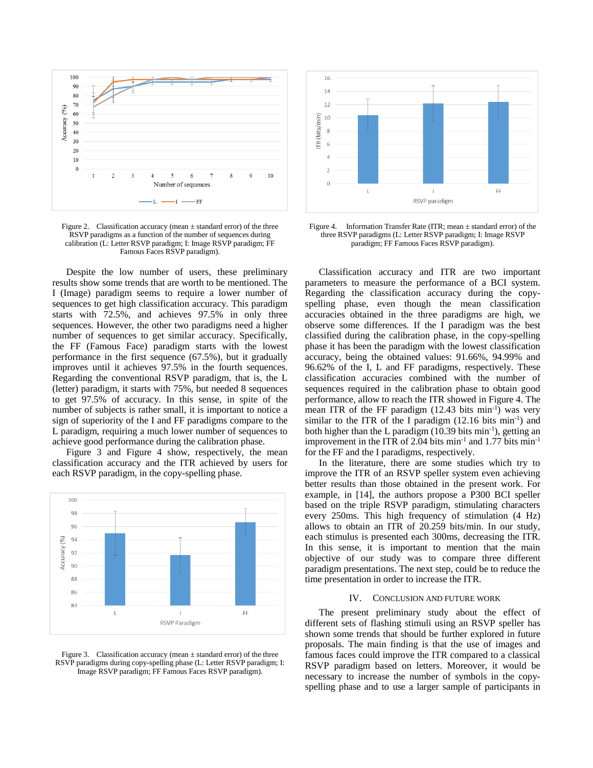Figure 2. Classification accuracy (mean ± standard error) of the three RSVP paradigms as a function of the number of sequences during calibration (L: Letter RSVP paradigm; I: Image RSVP paradigm; FF Famous Faces RSVP paradigm).

Despite the low number of users, these preliminary results show some trends that are worth to be mentioned. The I (Image) paradigm seems to require a lower number of sequences to get high classification accuracy. This paradigm starts with 72.5%, and achieves 97.5% in only three sequences. However, the other two paradigms need a higher number of sequences to get similar accuracy. Specifically, the FF (Famous Face) paradigm starts with the lowest performance in the first sequence (67.5%), but it gradually improves until it achieves 97.5% in the fourth sequences. Regarding the conventional RSVP paradigm, that is, the L (letter) paradigm, it starts with 75%, but needed 8 sequences to get 97.5% of accuracy. In this sense, in spite of the number of subjects is rather small, it is important to notice a sign of superiority of the I and FF paradigms compare to the L paradigm, requiring a much lower number of sequences to achieve good performance during the calibration phase.

Figure 3 and Figure 4 show, respectively, the mean classification accuracy and the ITR achieved by users for each RSVP paradigm, in the copy-spelling phase.

Figure 3. Classification accuracy (mean ± standard error) of the three RSVP paradigms during copy-spelling phase (L: Letter RSVP paradigm; I: Image RSVP paradigm; FF Famous Faces RSVP paradigm).

Figure 4. Information Transfer Rate (ITR; mean ± standard error) of the three RSVP paradigms (L: Letter RSVP paradigm; I: Image RSVP paradigm; FF Famous Faces RSVP paradigm).

Classification accuracy and ITR are two important parameters to measure the performance of a BCI system. Regarding the classification accuracy during the copy-spelling phase, even though the mean classification accuracies obtained in the three paradigms are high, we observe some differences. If the I paradigm was the best classified during the calibration phase, in the copy-spelling phase it has been the paradigm with the lowest classification accuracy, being the obtained values: 91.66%, 94.99% and 96.62% of the I, L and FF paradigms, respectively. These classification accuracies combined with the number of sequences required in the calibration phase to obtain good performance, allow to reach the ITR showed in Figure 4. The mean ITR of the FF paradigm (12.43 bits min$^{-1}$) was very similar to the ITR of the I paradigm (12.16 bits min$^{-1}$) and both higher than the L paradigm (10.39 bits min$^{-1}$), getting an improvement in the ITR of 2.04 bits min$^{-1}$ and 1.77 bits min$^{-1}$ for the FF and the I paradigms, respectively.

In the literature, there are some studies which try to improve the ITR of an RSVP speller system even achieving better results than those obtained in the present work. For example, in [14], the authors propose a P300 BCI speller based on the triple RSVP paradigm, stimulating characters every 250ms. This high frequency of stimulation (4 Hz) allows to obtain an ITR of 20.259 bits/min. In our study, each stimulus is presented each 300ms, decreasing the ITR. In this sense, it is important to mention that the main objective of our study was to compare three different paradigm presentations. The next step, could be to reduce the time presentation in order to increase the ITR.

## IV. Conclusion and Future Work

The present preliminary study about the effect of different sets of flashing stimuli using an RSVP speller has shown some trends that should be further explored in future proposals. The main finding is that the use of images and famous faces could improve the ITR compared to a classical RSVP paradigm based on letters. Moreover, it would be necessary to increase the number of symbols in the copy-spelling phase and to use a larger sample of participants in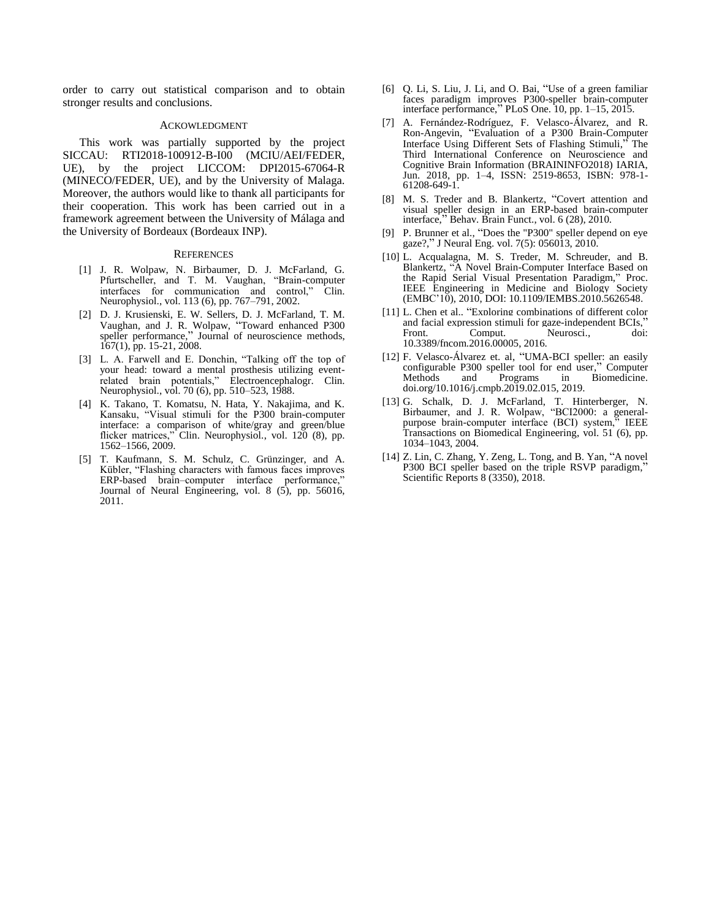order to carry out statistical comparison and to obtain stronger results and conclusions.

## Ackowledgment

This work was partially supported by the project SICCAU: RTI2018-100912-B-I00 (MCIU/AEI/FEDER, UE), by the project LICCOM: DPI2015-67064-R (MINECO/FEDER, UE), and by the University of Malaga. Moreover, the authors would like to thank all participants for their cooperation. This work has been carried out in a framework agreement between the University of Málaga and the University of Bordeaux (Bordeaux INP).

## References

[1] J. R. Wolpaw, N. Birbaumer, D. J. McFarland, G. Pfurtscheller, and T. M. Vaughan, "Brain-computer interfaces for communication and control," Clin. Neurophysiol., vol. 113 (6), pp. 767–791, 2002.

[2] D. J. Krusienski, E. W. Sellers, D. J. McFarland, T. M. Vaughan, and J. R. Wolpaw, "Toward enhanced P300 speller performance," Journal of neuroscience methods, 167(1), pp. 15-21, 2008.

[3] L. A. Farwell and E. Donchin, "Talking off the top of your head: toward a mental prosthesis utilizing event-related brain potentials," Electroencephalogr. Clin. Neurophysiol., vol. 70 (6), pp. 510–523, 1988.

[4] K. Takano, T. Komatsu, N. Hata, Y. Nakajima, and K. Kansaku, "Visual stimuli for the P300 brain-computer interface: a comparison of white/gray and green/blue flicker matrices," Clin. Neurophysiol., vol. 120 (8), pp. 1562–1566, 2009.

[5] T. Kaufmann, S. M. Schulz, C. Grünzinger, and A. Kübler, "Flashing characters with famous faces improves ERP-based brain–computer interface performance," Journal of Neural Engineering, vol. 8 (5), pp. 56016, 2011.

[6] Q. Li, S. Liu, J. Li, and O. Bai, "Use of a green familiar faces paradigm improves P300-speller brain-computer interface performance," PLoS One. 10, pp. 1–15, 2015.

[7] A. Fernández-Rodríguez, F. Velasco-Álvarez, and R. Ron-Angevin, "Evaluation of a P300 Brain-Computer Interface Using Different Sets of Flashing Stimuli," The Third International Conference on Neuroscience and Cognitive Brain Information (BRAININFO2018) IARIA, Jun. 2018, pp. 1–4, ISSN: 2519-8653, ISBN: 978-1-61208-649-1.

[8] M. S. Treder and B. Blankertz, "Covert attention and visual speller design in an ERP-based brain-computer interface," Behav. Brain Funct., vol. 6 (28), 2010.

[9] P. Brunner et al., "Does the "P300" speller depend on eye gaze?," J Neural Eng. vol. 7(5): 056013, 2010.

[10] L. Acqualagna, M. S. Treder, M. Schreuder, and B. Blankertz, "A Novel Brain-Computer Interface Based on the Rapid Serial Visual Presentation Paradigm," Proc. IEEE Engineering in Medicine and Biology Society (EMBC'10), 2010, DOI: 10.1109/IEMBS.2010.5626548.

[11] L. Chen et al., "Exploring combinations of different color and facial expression stimuli for gaze-independent BCIs," Front. Comput. Neurosci., doi: 10.3389/fncom.2016.00005, 2016.

[12] F. Velasco-Álvarez et. al, "UMA-BCI speller: an easily configurable P300 speller tool for end user," Computer Methods and Programs in Biomedicine. doi.org/10.1016/j.cmpb.2019.02.015, 2019.

[13] G. Schalk, D. J. McFarland, T. Hinterberger, N. Birbaumer, and J. R. Wolpaw, "BCI2000: a general-purpose brain-computer interface (BCI) system," IEEE Transactions on Biomedical Engineering, vol. 51 (6), pp. 1034–1043, 2004.

[14] Z. Lin, C. Zhang, Y. Zeng, L. Tong, and B. Yan, "A novel P300 BCI speller based on the triple RSVP paradigm," Scientific Reports 8 (3350), 2018.